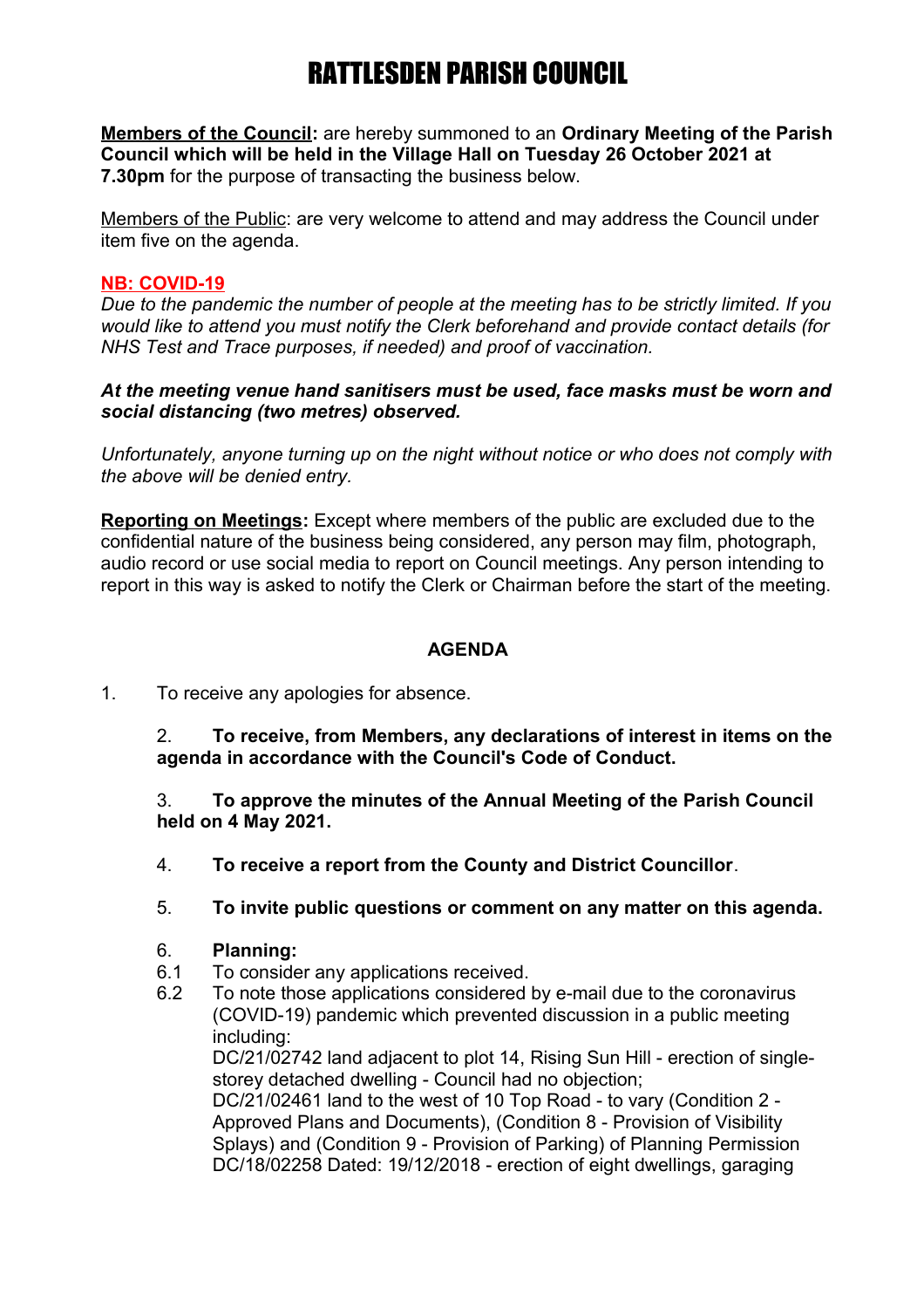# RATTLESDEN PARISH COUNCIL

**Members of the Council:** are hereby summoned to an **Ordinary Meeting of the Parish Council which will be held in the Village Hall on Tuesday 26 October 2021 at 7.30pm** for the purpose of transacting the business below.

Members of the Public: are very welcome to attend and may address the Council under item five on the agenda.

**NB: COVID-19**

*Due to the pandemic the number of people at the meeting has to be strictly limited. If you would like to attend you must notify the Clerk beforehand and provide contact details (for NHS Test and Trace purposes, if needed) and proof of vaccination.*

***At the meeting venue hand sanitisers must be used, face masks must be worn and social distancing (two metres) observed.***

*Unfortunately, anyone turning up on the night without notice or who does not comply with the above will be denied entry.*

**Reporting on Meetings:** Except where members of the public are excluded due to the confidential nature of the business being considered, any person may film, photograph, audio record or use social media to report on Council meetings. Any person intending to report in this way is asked to notify the Clerk or Chairman before the start of the meeting.

## AGENDA

1. To receive any apologies for absence.

2. **To receive, from Members, any declarations of interest in items on the agenda in accordance with the Council's Code of Conduct.**

3. **To approve the minutes of the Annual Meeting of the Parish Council held on 4 May 2021.**

4. **To receive a report from the County and District Councillor**.

5. **To invite public questions or comment on any matter on this agenda.**

6. **Planning:**

6.1 To consider any applications received.

6.2 To note those applications considered by e-mail due to the coronavirus (COVID-19) pandemic which prevented discussion in a public meeting including:
DC/21/02742 land adjacent to plot 14, Rising Sun Hill - erection of single-storey detached dwelling - Council had no objection;
DC/21/02461 land to the west of 10 Top Road - to vary (Condition 2 - Approved Plans and Documents), (Condition 8 - Provision of Visibility Splays) and (Condition 9 - Provision of Parking) of Planning Permission DC/18/02258 Dated: 19/12/2018 - erection of eight dwellings, garaging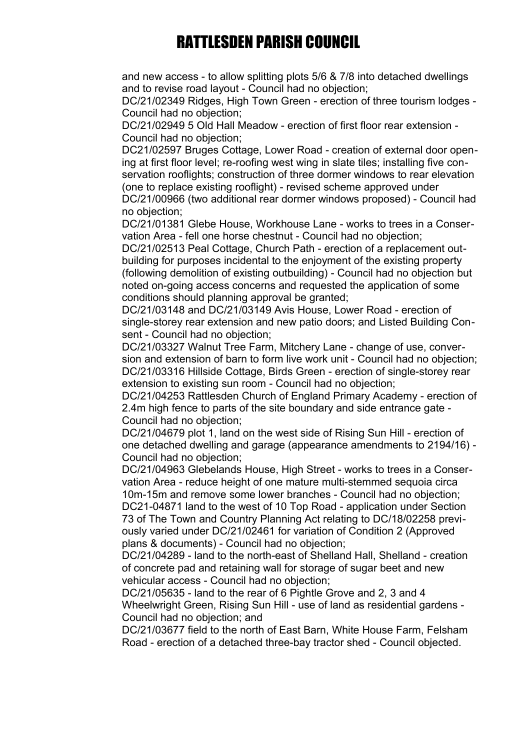and new access - to allow splitting plots 5/6 & 7/8 into detached dwellings and to revise road layout - Council had no objection;

DC/21/02349 Ridges, High Town Green - erection of three tourism lodges - Council had no objection;

DC/21/02949 5 Old Hall Meadow - erection of first floor rear extension - Council had no objection;

DC21/02597 Bruges Cottage, Lower Road - creation of external door opening at first floor level; re-roofing west wing in slate tiles; installing five conservation rooflights; construction of three dormer windows to rear elevation (one to replace existing rooflight) - revised scheme approved under DC/21/00966 (two additional rear dormer windows proposed) - Council had no objection;

DC/21/01381 Glebe House, Workhouse Lane - works to trees in a Conservation Area - fell one horse chestnut - Council had no objection;

DC/21/02513 Peal Cottage, Church Path - erection of a replacement outbuilding for purposes incidental to the enjoyment of the existing property (following demolition of existing outbuilding) - Council had no objection but noted on-going access concerns and requested the application of some conditions should planning approval be granted;

DC/21/03148 and DC/21/03149 Avis House, Lower Road - erection of single-storey rear extension and new patio doors; and Listed Building Consent - Council had no objection;

DC/21/03327 Walnut Tree Farm, Mitchery Lane - change of use, conversion and extension of barn to form live work unit - Council had no objection;

DC/21/03316 Hillside Cottage, Birds Green - erection of single-storey rear extension to existing sun room - Council had no objection;

DC/21/04253 Rattlesden Church of England Primary Academy - erection of 2.4m high fence to parts of the site boundary and side entrance gate - Council had no objection;

DC/21/04679 plot 1, land on the west side of Rising Sun Hill - erection of one detached dwelling and garage (appearance amendments to 2194/16) - Council had no objection;

DC/21/04963 Glebelands House, High Street - works to trees in a Conservation Area - reduce height of one mature multi-stemmed sequoia circa 10m-15m and remove some lower branches - Council had no objection;

DC21-04871 land to the west of 10 Top Road - application under Section 73 of The Town and Country Planning Act relating to DC/18/02258 previously varied under DC/21/02461 for variation of Condition 2 (Approved plans & documents) - Council had no objection;

DC/21/04289 - land to the north-east of Shelland Hall, Shelland - creation of concrete pad and retaining wall for storage of sugar beet and new vehicular access - Council had no objection;

DC/21/05635 - land to the rear of 6 Pightle Grove and 2, 3 and 4 Wheelwright Green, Rising Sun Hill - use of land as residential gardens - Council had no objection; and

DC/21/03677 field to the north of East Barn, White House Farm, Felsham Road - erection of a detached three-bay tractor shed - Council objected.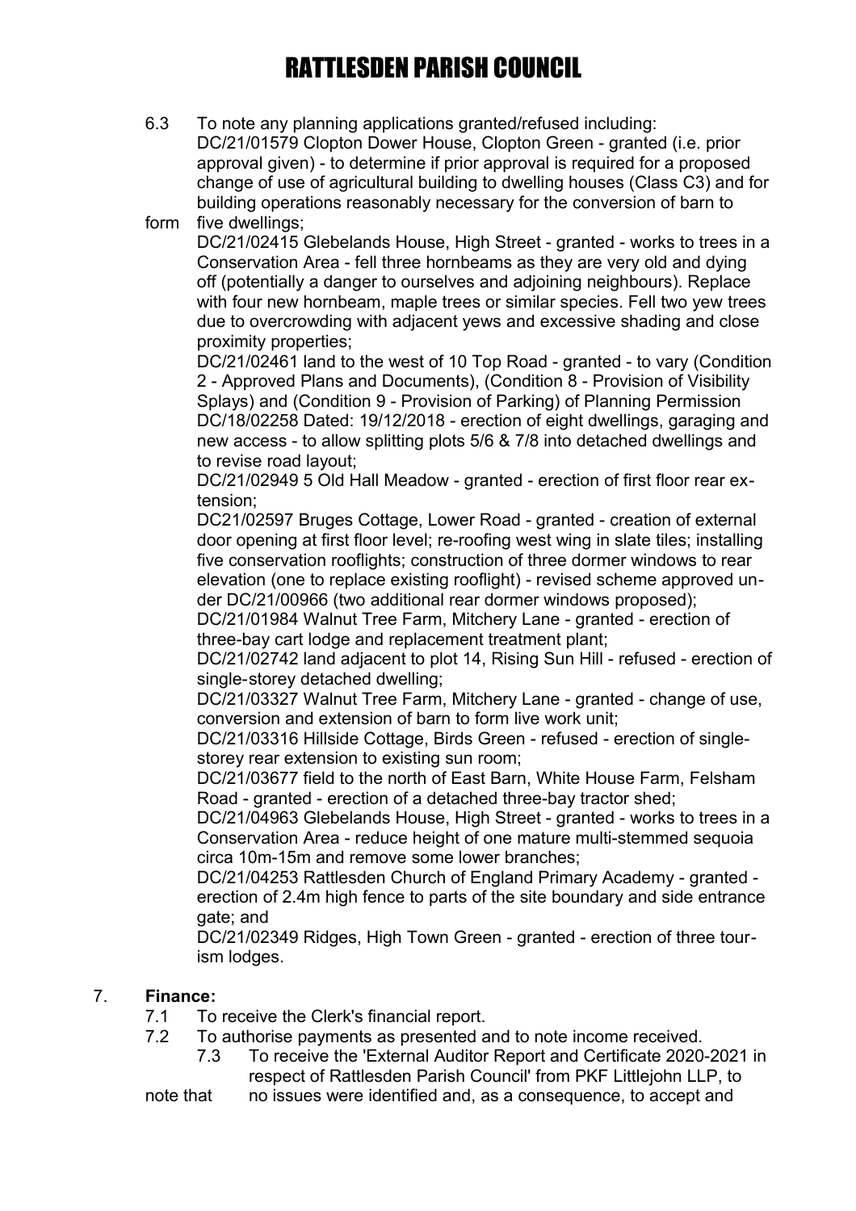6.3 To note any planning applications granted/refused including:
DC/21/01579 Clopton Dower House, Clopton Green - granted (i.e. prior approval given) - to determine if prior approval is required for a proposed change of use of agricultural building to dwelling houses (Class C3) and for building operations reasonably necessary for the conversion of barn to form five dwellings;
DC/21/02415 Glebelands House, High Street - granted - works to trees in a Conservation Area - fell three hornbeams as they are very old and dying off (potentially a danger to ourselves and adjoining neighbours). Replace with four new hornbeam, maple trees or similar species. Fell two yew trees due to overcrowding with adjacent yews and excessive shading and close proximity properties;
DC/21/02461 land to the west of 10 Top Road - granted - to vary (Condition 2 - Approved Plans and Documents), (Condition 8 - Provision of Visibility Splays) and (Condition 9 - Provision of Parking) of Planning Permission DC/18/02258 Dated: 19/12/2018 - erection of eight dwellings, garaging and new access - to allow splitting plots 5/6 & 7/8 into detached dwellings and to revise road layout;
DC/21/02949 5 Old Hall Meadow - granted - erection of first floor rear extension;
DC21/02597 Bruges Cottage, Lower Road - granted - creation of external door opening at first floor level; re-roofing west wing in slate tiles; installing five conservation rooflights; construction of three dormer windows to rear elevation (one to replace existing rooflight) - revised scheme approved under DC/21/00966 (two additional rear dormer windows proposed);
DC/21/01984 Walnut Tree Farm, Mitchery Lane - granted - erection of three-bay cart lodge and replacement treatment plant;
DC/21/02742 land adjacent to plot 14, Rising Sun Hill - refused - erection of single-storey detached dwelling;
DC/21/03327 Walnut Tree Farm, Mitchery Lane - granted - change of use, conversion and extension of barn to form live work unit;
DC/21/03316 Hillside Cottage, Birds Green - refused - erection of single-storey rear extension to existing sun room;
DC/21/03677 field to the north of East Barn, White House Farm, Felsham Road - granted - erection of a detached three-bay tractor shed;
DC/21/04963 Glebelands House, High Street - granted - works to trees in a Conservation Area - reduce height of one mature multi-stemmed sequoia circa 10m-15m and remove some lower branches;
DC/21/04253 Rattlesden Church of England Primary Academy - granted - erection of 2.4m high fence to parts of the site boundary and side entrance gate; and
DC/21/02349 Ridges, High Town Green - granted - erection of three tourism lodges.

7. **Finance:**

7.1 To receive the Clerk's financial report.

7.2 To authorise payments as presented and to note income received.

7.3 To receive the 'External Auditor Report and Certificate 2020-2021 in respect of Rattlesden Parish Council' from PKF Littlejohn LLP, to note that no issues were identified and, as a consequence, to accept and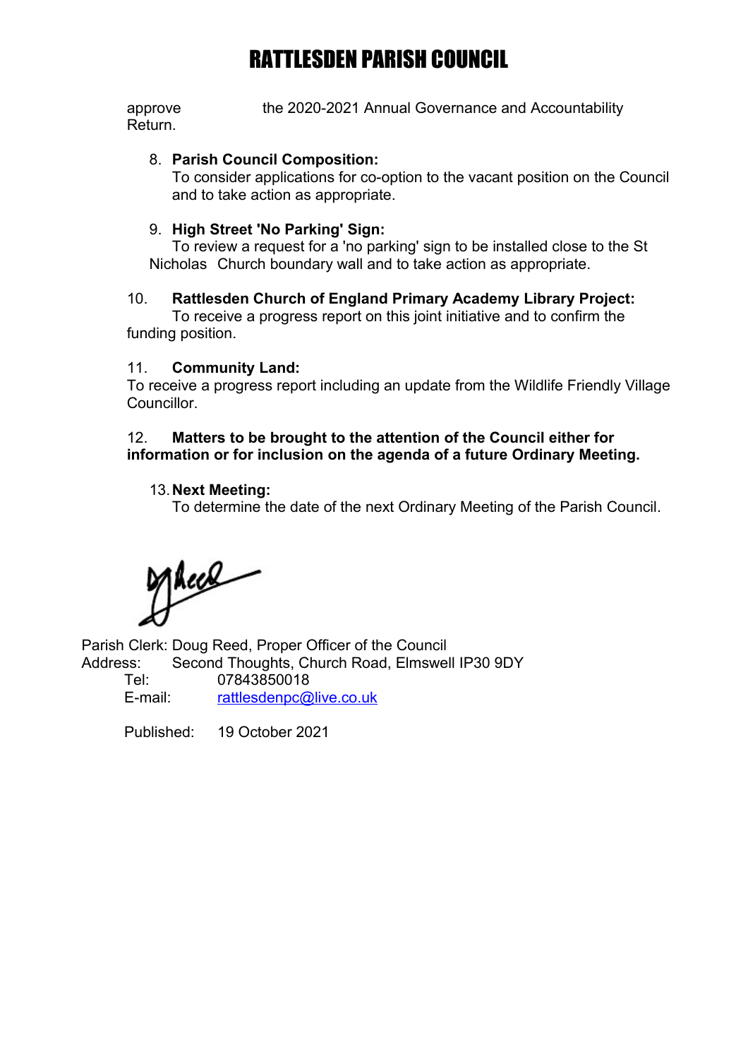approve the 2020-2021 Annual Governance and Accountability Return.

8. **Parish Council Composition:**
   To consider applications for co-option to the vacant position on the Council and to take action as appropriate.

9. **High Street 'No Parking' Sign:**
   To review a request for a 'no parking' sign to be installed close to the St Nicholas Church boundary wall and to take action as appropriate.

10. **Rattlesden Church of England Primary Academy Library Project:**
    To receive a progress report on this joint initiative and to confirm the funding position.

11. **Community Land:**
    To receive a progress report including an update from the Wildlife Friendly Village Councillor.

12. **Matters to be brought to the attention of the Council either for information or for inclusion on the agenda of a future Ordinary Meeting.**

13. **Next Meeting:**
    To determine the date of the next Ordinary Meeting of the Parish Council.

Parish Clerk: Doug Reed, Proper Officer of the Council
Address: Second Thoughts, Church Road, Elmswell IP30 9DY
Tel: 07843850018
E-mail: rattlesdenpc@live.co.uk

Published: 19 October 2021